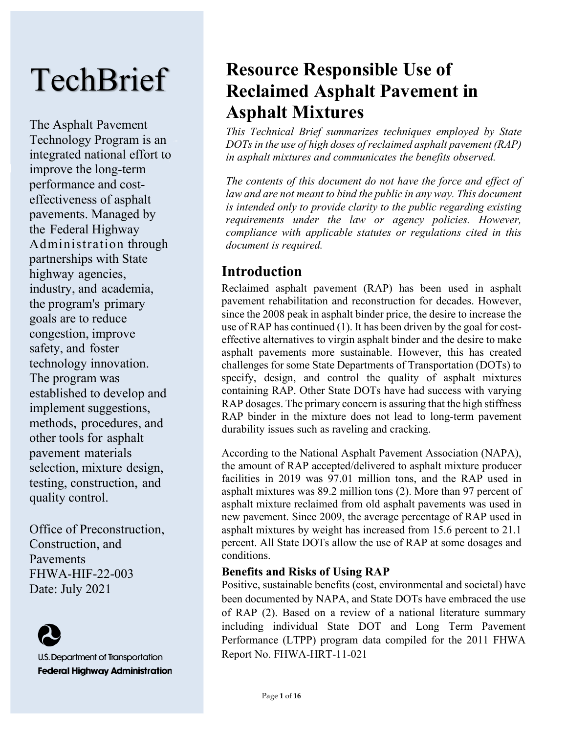# TechBrief

The Asphalt Pavement Technology Program is an integrated national effort to improve the long-term performance and cost-effectiveness of asphalt pavements. Managed by the Federal Highway Administration through partnerships with State highway agencies, industry, and academia, the program's primary goals are to reduce congestion, improve safety, and foster technology innovation. The program was established to develop and implement suggestions, methods, procedures, and other tools for asphalt pavement materials selection, mixture design, testing, construction, and quality control.

Office of Preconstruction, Construction, and Pavements
FHWA-HIF-22-003
Date: July 2021

U.S. Department of Transportation
**Federal Highway Administration**

# Resource Responsible Use of Reclaimed Asphalt Pavement in Asphalt Mixtures

*This Technical Brief summarizes techniques employed by State DOTs in the use of high doses of reclaimed asphalt pavement (RAP) in asphalt mixtures and communicates the benefits observed.*

*The contents of this document do not have the force and effect of law and are not meant to bind the public in any way. This document is intended only to provide clarity to the public regarding existing requirements under the law or agency policies. However, compliance with applicable statutes or regulations cited in this document is required.*

## Introduction

Reclaimed asphalt pavement (RAP) has been used in asphalt pavement rehabilitation and reconstruction for decades. However, since the 2008 peak in asphalt binder price, the desire to increase the use of RAP has continued (1). It has been driven by the goal for cost-effective alternatives to virgin asphalt binder and the desire to make asphalt pavements more sustainable. However, this has created challenges for some State Departments of Transportation (DOTs) to specify, design, and control the quality of asphalt mixtures containing RAP. Other State DOTs have had success with varying RAP dosages. The primary concern is assuring that the high stiffness RAP binder in the mixture does not lead to long-term pavement durability issues such as raveling and cracking.

According to the National Asphalt Pavement Association (NAPA), the amount of RAP accepted/delivered to asphalt mixture producer facilities in 2019 was 97.01 million tons, and the RAP used in asphalt mixtures was 89.2 million tons (2). More than 97 percent of asphalt mixture reclaimed from old asphalt pavements was used in new pavement. Since 2009, the average percentage of RAP used in asphalt mixtures by weight has increased from 15.6 percent to 21.1 percent. All State DOTs allow the use of RAP at some dosages and conditions.

### Benefits and Risks of Using RAP

Positive, sustainable benefits (cost, environmental and societal) have been documented by NAPA, and State DOTs have embraced the use of RAP (2). Based on a review of a national literature summary including individual State DOT and Long Term Pavement Performance (LTPP) program data compiled for the 2011 FHWA Report No. FHWA-HRT-11-021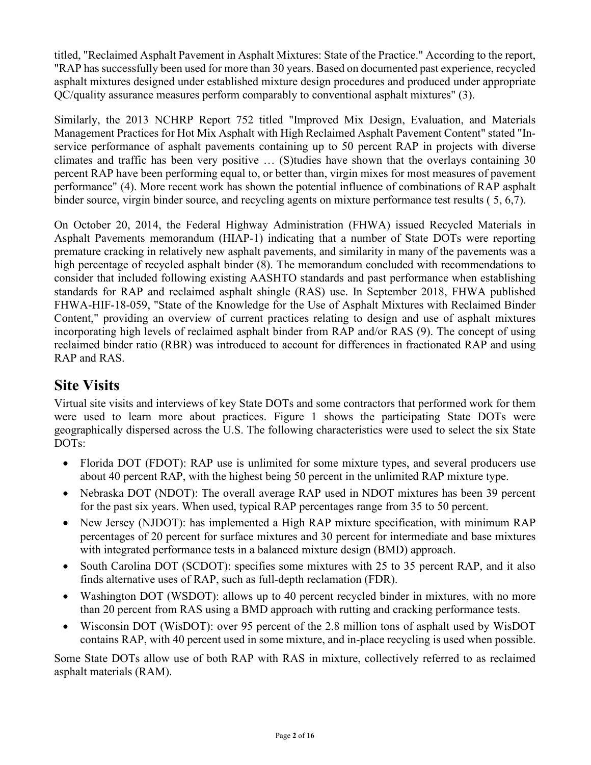titled, "Reclaimed Asphalt Pavement in Asphalt Mixtures: State of the Practice." According to the report, "RAP has successfully been used for more than 30 years. Based on documented past experience, recycled asphalt mixtures designed under established mixture design procedures and produced under appropriate QC/quality assurance measures perform comparably to conventional asphalt mixtures" (3).

Similarly, the 2013 NCHRP Report 752 titled "Improved Mix Design, Evaluation, and Materials Management Practices for Hot Mix Asphalt with High Reclaimed Asphalt Pavement Content" stated "In-service performance of asphalt pavements containing up to 50 percent RAP in projects with diverse climates and traffic has been very positive … (S)tudies have shown that the overlays containing 30 percent RAP have been performing equal to, or better than, virgin mixes for most measures of pavement performance" (4). More recent work has shown the potential influence of combinations of RAP asphalt binder source, virgin binder source, and recycling agents on mixture performance test results ( 5, 6,7).

On October 20, 2014, the Federal Highway Administration (FHWA) issued Recycled Materials in Asphalt Pavements memorandum (HIAP-1) indicating that a number of State DOTs were reporting premature cracking in relatively new asphalt pavements, and similarity in many of the pavements was a high percentage of recycled asphalt binder (8). The memorandum concluded with recommendations to consider that included following existing AASHTO standards and past performance when establishing standards for RAP and reclaimed asphalt shingle (RAS) use. In September 2018, FHWA published FHWA-HIF-18-059, "State of the Knowledge for the Use of Asphalt Mixtures with Reclaimed Binder Content," providing an overview of current practices relating to design and use of asphalt mixtures incorporating high levels of reclaimed asphalt binder from RAP and/or RAS (9). The concept of using reclaimed binder ratio (RBR) was introduced to account for differences in fractionated RAP and using RAP and RAS.

## Site Visits

Virtual site visits and interviews of key State DOTs and some contractors that performed work for them were used to learn more about practices. Figure 1 shows the participating State DOTs were geographically dispersed across the U.S. The following characteristics were used to select the six State DOTs:

- Florida DOT (FDOT): RAP use is unlimited for some mixture types, and several producers use about 40 percent RAP, with the highest being 50 percent in the unlimited RAP mixture type.
- Nebraska DOT (NDOT): The overall average RAP used in NDOT mixtures has been 39 percent for the past six years. When used, typical RAP percentages range from 35 to 50 percent.
- New Jersey (NJDOT): has implemented a High RAP mixture specification, with minimum RAP percentages of 20 percent for surface mixtures and 30 percent for intermediate and base mixtures with integrated performance tests in a balanced mixture design (BMD) approach.
- South Carolina DOT (SCDOT): specifies some mixtures with 25 to 35 percent RAP, and it also finds alternative uses of RAP, such as full-depth reclamation (FDR).
- Washington DOT (WSDOT): allows up to 40 percent recycled binder in mixtures, with no more than 20 percent from RAS using a BMD approach with rutting and cracking performance tests.
- Wisconsin DOT (WisDOT): over 95 percent of the 2.8 million tons of asphalt used by WisDOT contains RAP, with 40 percent used in some mixture, and in-place recycling is used when possible.

Some State DOTs allow use of both RAP with RAS in mixture, collectively referred to as reclaimed asphalt materials (RAM).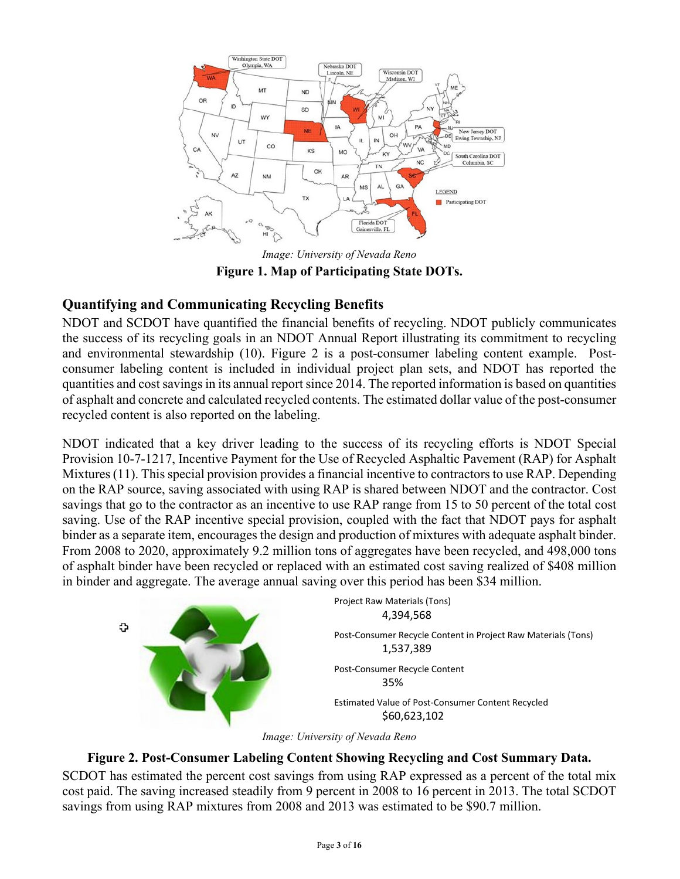Image: University of Nevada Reno

**Figure 1. Map of Participating State DOTs.**

## Quantifying and Communicating Recycling Benefits

NDOT and SCDOT have quantified the financial benefits of recycling. NDOT publicly communicates the success of its recycling goals in an NDOT Annual Report illustrating its commitment to recycling and environmental stewardship (10). Figure 2 is a post-consumer labeling content example. Post-consumer labeling content is included in individual project plan sets, and NDOT has reported the quantities and cost savings in its annual report since 2014. The reported information is based on quantities of asphalt and concrete and calculated recycled contents. The estimated dollar value of the post-consumer recycled content is also reported on the labeling.

NDOT indicated that a key driver leading to the success of its recycling efforts is NDOT Special Provision 10-7-1217, Incentive Payment for the Use of Recycled Asphaltic Pavement (RAP) for Asphalt Mixtures (11). This special provision provides a financial incentive to contractors to use RAP. Depending on the RAP source, saving associated with using RAP is shared between NDOT and the contractor. Cost savings that go to the contractor as an incentive to use RAP range from 15 to 50 percent of the total cost saving. Use of the RAP incentive special provision, coupled with the fact that NDOT pays for asphalt binder as a separate item, encourages the design and production of mixtures with adequate asphalt binder. From 2008 to 2020, approximately 9.2 million tons of aggregates have been recycled, and 498,000 tons of asphalt binder have been recycled or replaced with an estimated cost saving realized of $408 million in binder and aggregate. The average annual saving over this period has been $34 million.

Project Raw Materials (Tons)
4,394,568

Post-Consumer Recycle Content in Project Raw Materials (Tons)
1,537,389

Post-Consumer Recycle Content
35%

Estimated Value of Post-Consumer Content Recycled
$60,623,102

Image: University of Nevada Reno

**Figure 2. Post-Consumer Labeling Content Showing Recycling and Cost Summary Data.**

SCDOT has estimated the percent cost savings from using RAP expressed as a percent of the total mix cost paid. The saving increased steadily from 9 percent in 2008 to 16 percent in 2013. The total SCDOT savings from using RAP mixtures from 2008 and 2013 was estimated to be $90.7 million.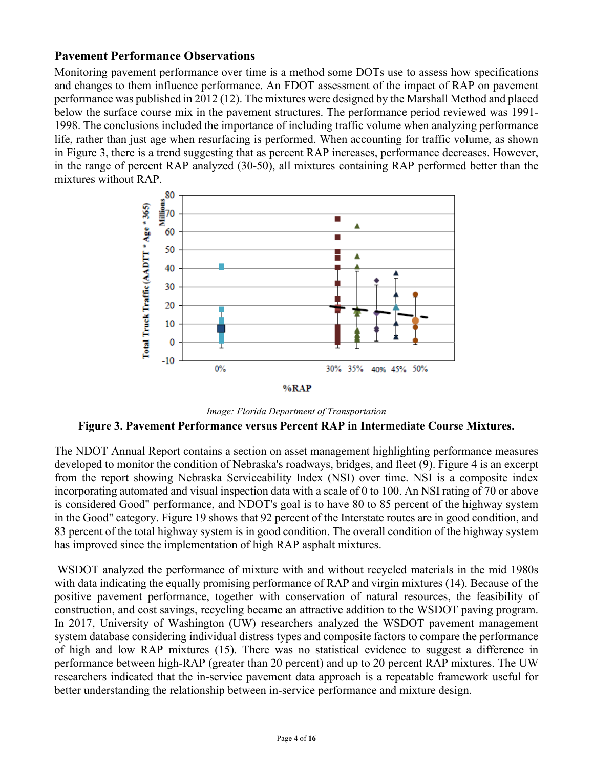## Pavement Performance Observations

Monitoring pavement performance over time is a method some DOTs use to assess how specifications and changes to them influence performance. An FDOT assessment of the impact of RAP on pavement performance was published in 2012 (12). The mixtures were designed by the Marshall Method and placed below the surface course mix in the pavement structures. The performance period reviewed was 1991-1998. The conclusions included the importance of including traffic volume when analyzing performance life, rather than just age when resurfacing is performed. When accounting for traffic volume, as shown in Figure 3, there is a trend suggesting that as percent RAP increases, performance decreases. However, in the range of percent RAP analyzed (30-50), all mixtures containing RAP performed better than the mixtures without RAP.

*Image: Florida Department of Transportation*

**Figure 3. Pavement Performance versus Percent RAP in Intermediate Course Mixtures.**

The NDOT Annual Report contains a section on asset management highlighting performance measures developed to monitor the condition of Nebraska's roadways, bridges, and fleet (9). Figure 4 is an excerpt from the report showing Nebraska Serviceability Index (NSI) over time. NSI is a composite index incorporating automated and visual inspection data with a scale of 0 to 100. An NSI rating of 70 or above is considered Good" performance, and NDOT's goal is to have 80 to 85 percent of the highway system in the Good" category. Figure 19 shows that 92 percent of the Interstate routes are in good condition, and 83 percent of the total highway system is in good condition. The overall condition of the highway system has improved since the implementation of high RAP asphalt mixtures.

WSDOT analyzed the performance of mixture with and without recycled materials in the mid 1980s with data indicating the equally promising performance of RAP and virgin mixtures (14). Because of the positive pavement performance, together with conservation of natural resources, the feasibility of construction, and cost savings, recycling became an attractive addition to the WSDOT paving program. In 2017, University of Washington (UW) researchers analyzed the WSDOT pavement management system database considering individual distress types and composite factors to compare the performance of high and low RAP mixtures (15). There was no statistical evidence to suggest a difference in performance between high-RAP (greater than 20 percent) and up to 20 percent RAP mixtures. The UW researchers indicated that the in-service pavement data approach is a repeatable framework useful for better understanding the relationship between in-service performance and mixture design.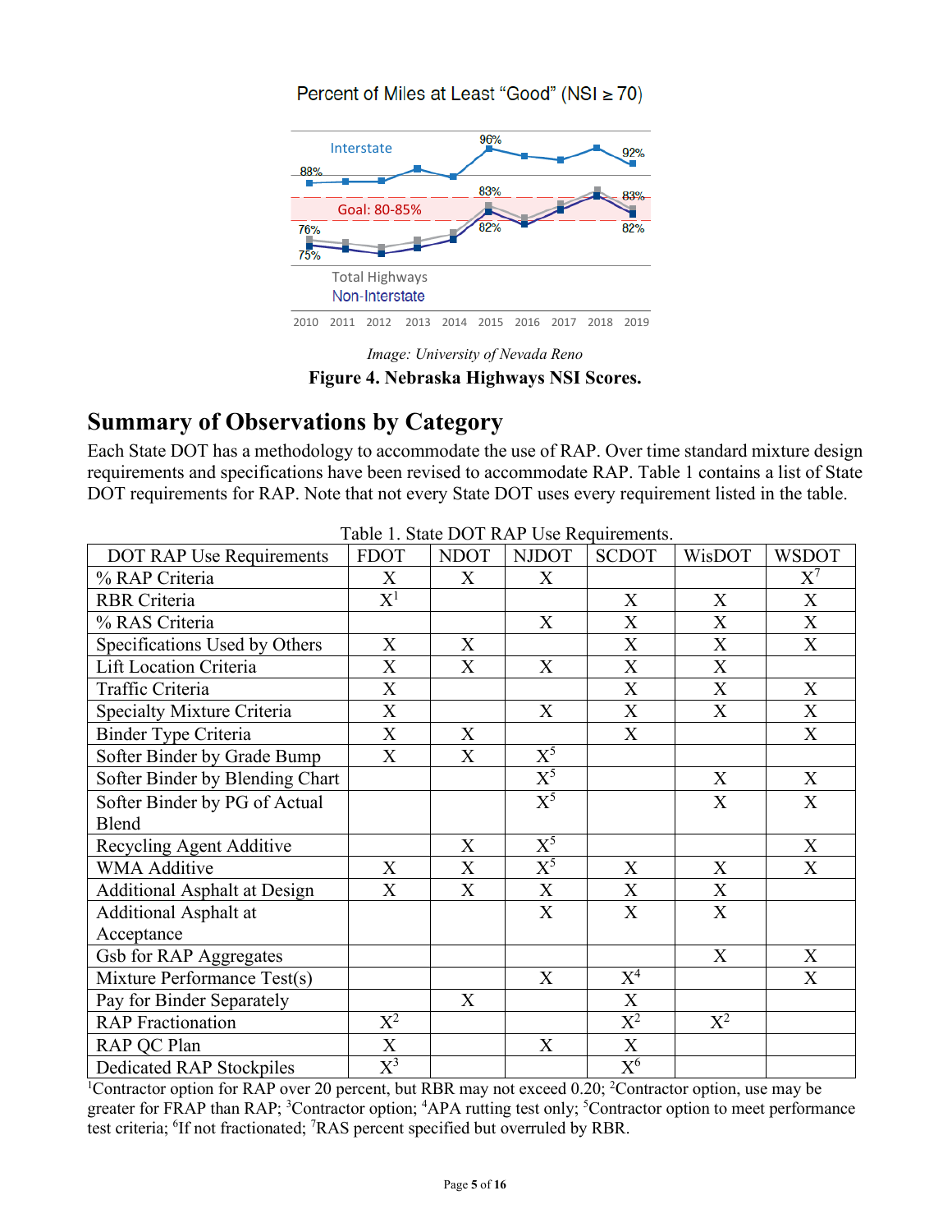*Image: University of Nevada Reno*

**Figure 4. Nebraska Highways NSI Scores.**

## Summary of Observations by Category

Each State DOT has a methodology to accommodate the use of RAP. Over time standard mixture design requirements and specifications have been revised to accommodate RAP. Table 1 contains a list of State DOT requirements for RAP. Note that not every State DOT uses every requirement listed in the table.

Table 1. State DOT RAP Use Requirements.

| DOT RAP Use Requirements | FDOT | NDOT | NJDOT | SCDOT | WisDOT | WSDOT |
|---|---|---|---|---|---|---|
| % RAP Criteria | X | X | X | | | X[7] |
| RBR Criteria | X[1] | | | X | X | X |
| % RAS Criteria | | | X | X | X | X |
| Specifications Used by Others | X | X | | X | X | X |
| Lift Location Criteria | X | X | X | X | X | |
| Traffic Criteria | X | | | X | X | X |
| Specialty Mixture Criteria | X | | X | X | X | X |
| Binder Type Criteria | X | X | | X | | X |
| Softer Binder by Grade Bump | X | X | X[5] | | | |
| Softer Binder by Blending Chart | | | X[5] | | X | X |
| Softer Binder by PG of Actual Blend | | | X[5] | | X | X |
| Recycling Agent Additive | | X | X[5] | | | X |
| WMA Additive | X | X | X[5] | X | X | X |
| Additional Asphalt at Design | X | X | X | X | X | |
| Additional Asphalt at Acceptance | | | X | X | X | |
| Gsb for RAP Aggregates | | | | | X | X |
| Mixture Performance Test(s) | | | X | X[4] | | X |
| Pay for Binder Separately | | X | | X | | |
| RAP Fractionation | X[2] | | | X[2] | X[2] | |
| RAP QC Plan | X | | X | X | | |
| Dedicated RAP Stockpiles | X[3] | | | X[6] | | |

[1]Contractor option for RAP over 20 percent, but RBR may not exceed 0.20; [2]Contractor option, use may be greater for FRAP than RAP; [3]Contractor option; [4]APA rutting test only; [5]Contractor option to meet performance test criteria; [6]If not fractionated; [7]RAS percent specified but overruled by RBR.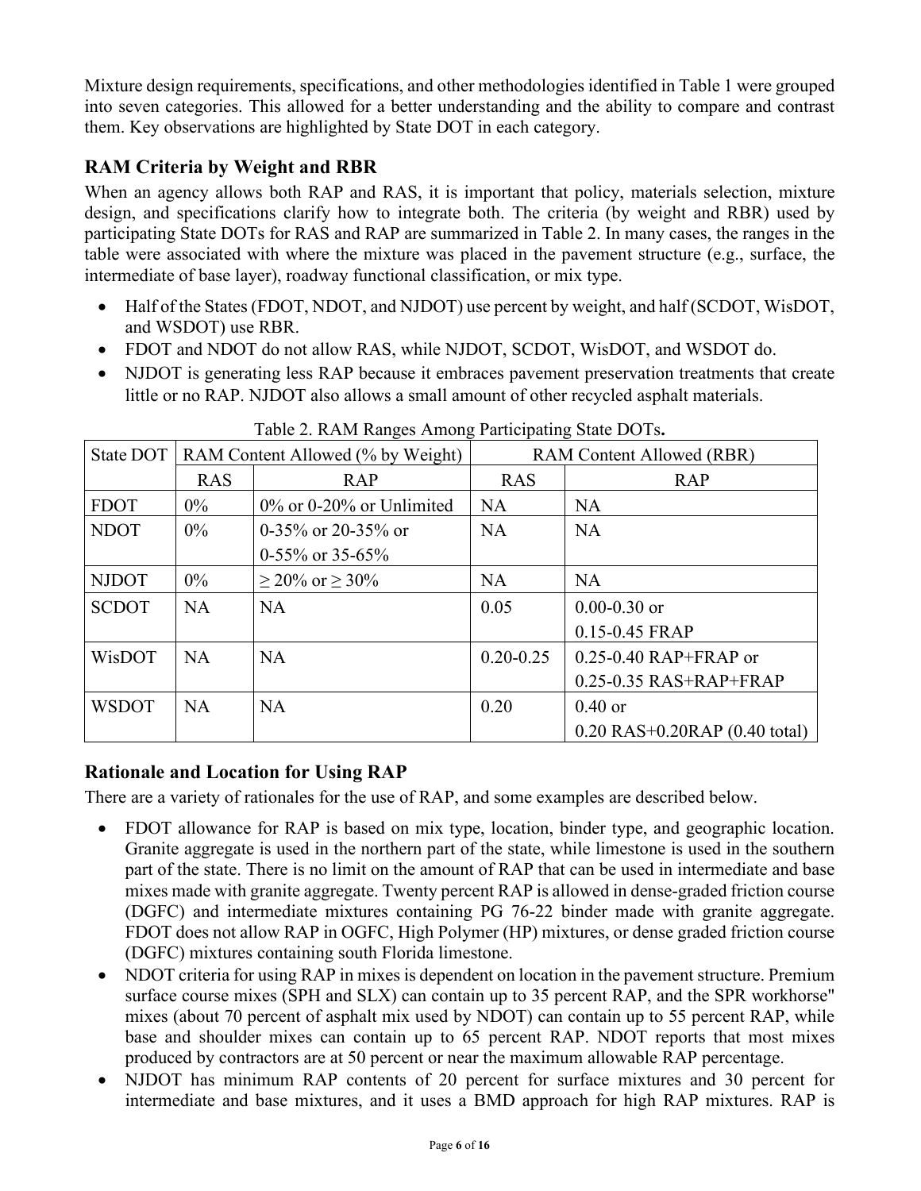Mixture design requirements, specifications, and other methodologies identified in Table 1 were grouped into seven categories. This allowed for a better understanding and the ability to compare and contrast them. Key observations are highlighted by State DOT in each category.

## RAM Criteria by Weight and RBR

When an agency allows both RAP and RAS, it is important that policy, materials selection, mixture design, and specifications clarify how to integrate both. The criteria (by weight and RBR) used by participating State DOTs for RAS and RAP are summarized in Table 2. In many cases, the ranges in the table were associated with where the mixture was placed in the pavement structure (e.g., surface, the intermediate of base layer), roadway functional classification, or mix type.

- Half of the States (FDOT, NDOT, and NJDOT) use percent by weight, and half (SCDOT, WisDOT, and WSDOT) use RBR.
- FDOT and NDOT do not allow RAS, while NJDOT, SCDOT, WisDOT, and WSDOT do.
- NJDOT is generating less RAP because it embraces pavement preservation treatments that create little or no RAP. NJDOT also allows a small amount of other recycled asphalt materials.

Table 2. RAM Ranges Among Participating State DOTs.

| State DOT | RAM Content Allowed (% by Weight) | | RAM Content Allowed (RBR) | |
|---|---|---|---|---|
| | RAS | RAP | RAS | RAP |
| FDOT | 0% | 0% or 0-20% or Unlimited | NA | NA |
| NDOT | 0% | 0-35% or 20-35% or 0-55% or 35-65% | NA | NA |
| NJDOT | 0% | ≥ 20% or ≥ 30% | NA | NA |
| SCDOT | NA | NA | 0.05 | 0.00-0.30 or 0.15-0.45 FRAP |
| WisDOT | NA | NA | 0.20-0.25 | 0.25-0.40 RAP+FRAP or 0.25-0.35 RAS+RAP+FRAP |
| WSDOT | NA | NA | 0.20 | 0.40 or 0.20 RAS+0.20RAP (0.40 total) |

## Rationale and Location for Using RAP

There are a variety of rationales for the use of RAP, and some examples are described below.

- FDOT allowance for RAP is based on mix type, location, binder type, and geographic location. Granite aggregate is used in the northern part of the state, while limestone is used in the southern part of the state. There is no limit on the amount of RAP that can be used in intermediate and base mixes made with granite aggregate. Twenty percent RAP is allowed in dense-graded friction course (DGFC) and intermediate mixtures containing PG 76-22 binder made with granite aggregate. FDOT does not allow RAP in OGFC, High Polymer (HP) mixtures, or dense graded friction course (DGFC) mixtures containing south Florida limestone.
- NDOT criteria for using RAP in mixes is dependent on location in the pavement structure. Premium surface course mixes (SPH and SLX) can contain up to 35 percent RAP, and the SPR workhorse" mixes (about 70 percent of asphalt mix used by NDOT) can contain up to 55 percent RAP, while base and shoulder mixes can contain up to 65 percent RAP. NDOT reports that most mixes produced by contractors are at 50 percent or near the maximum allowable RAP percentage.
- NJDOT has minimum RAP contents of 20 percent for surface mixtures and 30 percent for intermediate and base mixtures, and it uses a BMD approach for high RAP mixtures. RAP is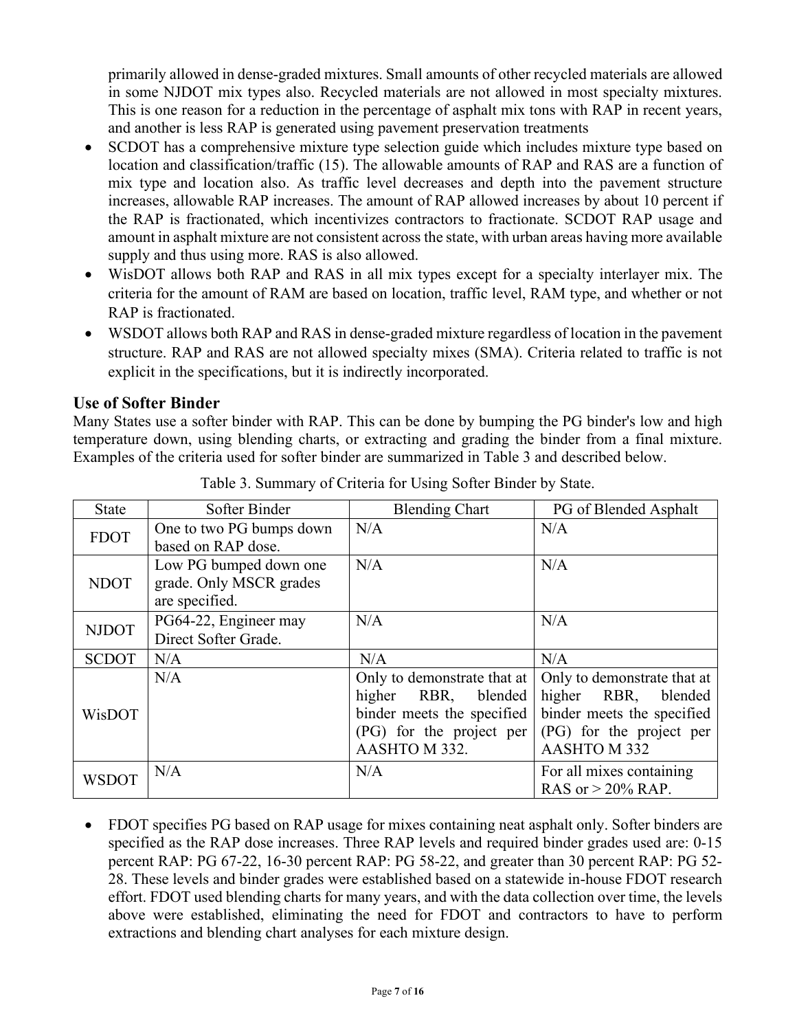primarily allowed in dense-graded mixtures. Small amounts of other recycled materials are allowed in some NJDOT mix types also. Recycled materials are not allowed in most specialty mixtures. This is one reason for a reduction in the percentage of asphalt mix tons with RAP in recent years, and another is less RAP is generated using pavement preservation treatments

- SCDOT has a comprehensive mixture type selection guide which includes mixture type based on location and classification/traffic (15). The allowable amounts of RAP and RAS are a function of mix type and location also. As traffic level decreases and depth into the pavement structure increases, allowable RAP increases. The amount of RAP allowed increases by about 10 percent if the RAP is fractionated, which incentivizes contractors to fractionate. SCDOT RAP usage and amount in asphalt mixture are not consistent across the state, with urban areas having more available supply and thus using more. RAS is also allowed.
- WisDOT allows both RAP and RAS in all mix types except for a specialty interlayer mix. The criteria for the amount of RAM are based on location, traffic level, RAM type, and whether or not RAP is fractionated.
- WSDOT allows both RAP and RAS in dense-graded mixture regardless of location in the pavement structure. RAP and RAS are not allowed specialty mixes (SMA). Criteria related to traffic is not explicit in the specifications, but it is indirectly incorporated.

## Use of Softer Binder

Many States use a softer binder with RAP. This can be done by bumping the PG binder's low and high temperature down, using blending charts, or extracting and grading the binder from a final mixture. Examples of the criteria used for softer binder are summarized in Table 3 and described below.

Table 3. Summary of Criteria for Using Softer Binder by State.

| State | Softer Binder | Blending Chart | PG of Blended Asphalt |
|---|---|---|---|
| FDOT | One to two PG bumps down based on RAP dose. | N/A | N/A |
| NDOT | Low PG bumped down one grade. Only MSCR grades are specified. | N/A | N/A |
| NJDOT | PG64-22, Engineer may Direct Softer Grade. | N/A | N/A |
| SCDOT | N/A | N/A | N/A |
| WisDOT | N/A | Only to demonstrate that at higher RBR, blended binder meets the specified (PG) for the project per AASHTO M 332. | Only to demonstrate that at higher RBR, blended binder meets the specified (PG) for the project per AASHTO M 332 |
| WSDOT | N/A | N/A | For all mixes containing RAS or > 20% RAP. |

- FDOT specifies PG based on RAP usage for mixes containing neat asphalt only. Softer binders are specified as the RAP dose increases. Three RAP levels and required binder grades used are: 0-15 percent RAP: PG 67-22, 16-30 percent RAP: PG 58-22, and greater than 30 percent RAP: PG 52-28. These levels and binder grades were established based on a statewide in-house FDOT research effort. FDOT used blending charts for many years, and with the data collection over time, the levels above were established, eliminating the need for FDOT and contractors to have to perform extractions and blending chart analyses for each mixture design.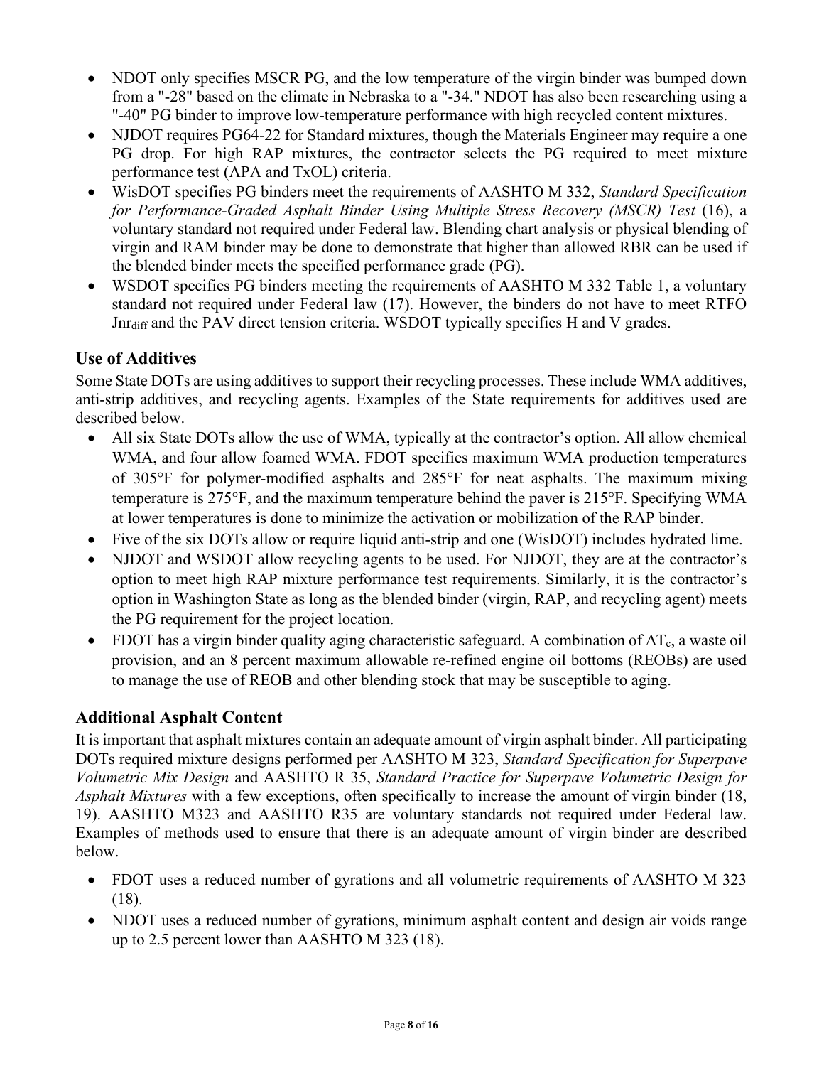- NDOT only specifies MSCR PG, and the low temperature of the virgin binder was bumped down from a "-28" based on the climate in Nebraska to a "-34." NDOT has also been researching using a "-40" PG binder to improve low-temperature performance with high recycled content mixtures.
- NJDOT requires PG64-22 for Standard mixtures, though the Materials Engineer may require a one PG drop. For high RAP mixtures, the contractor selects the PG required to meet mixture performance test (APA and TxOL) criteria.
- WisDOT specifies PG binders meet the requirements of AASHTO M 332, *Standard Specification for Performance-Graded Asphalt Binder Using Multiple Stress Recovery (MSCR) Test* (16), a voluntary standard not required under Federal law. Blending chart analysis or physical blending of virgin and RAM binder may be done to demonstrate that higher than allowed RBR can be used if the blended binder meets the specified performance grade (PG).
- WSDOT specifies PG binders meeting the requirements of AASHTO M 332 Table 1, a voluntary standard not required under Federal law (17). However, the binders do not have to meet RTFO $Jnr_{diff}$ and the PAV direct tension criteria. WSDOT typically specifies H and V grades.

## Use of Additives

Some State DOTs are using additives to support their recycling processes. These include WMA additives, anti-strip additives, and recycling agents. Examples of the State requirements for additives used are described below.

- All six State DOTs allow the use of WMA, typically at the contractor's option. All allow chemical WMA, and four allow foamed WMA. FDOT specifies maximum WMA production temperatures of 305°F for polymer-modified asphalts and 285°F for neat asphalts. The maximum mixing temperature is 275°F, and the maximum temperature behind the paver is 215°F. Specifying WMA at lower temperatures is done to minimize the activation or mobilization of the RAP binder.
- Five of the six DOTs allow or require liquid anti-strip and one (WisDOT) includes hydrated lime.
- NJDOT and WSDOT allow recycling agents to be used. For NJDOT, they are at the contractor's option to meet high RAP mixture performance test requirements. Similarly, it is the contractor's option in Washington State as long as the blended binder (virgin, RAP, and recycling agent) meets the PG requirement for the project location.
- FDOT has a virgin binder quality aging characteristic safeguard. A combination of $\Delta T_c$, a waste oil provision, and an 8 percent maximum allowable re-refined engine oil bottoms (REOBs) are used to manage the use of REOB and other blending stock that may be susceptible to aging.

## Additional Asphalt Content

It is important that asphalt mixtures contain an adequate amount of virgin asphalt binder. All participating DOTs required mixture designs performed per AASHTO M 323, *Standard Specification for Superpave Volumetric Mix Design* and AASHTO R 35, *Standard Practice for Superpave Volumetric Design for Asphalt Mixtures* with a few exceptions, often specifically to increase the amount of virgin binder (18, 19). AASHTO M323 and AASHTO R35 are voluntary standards not required under Federal law. Examples of methods used to ensure that there is an adequate amount of virgin binder are described below.

- FDOT uses a reduced number of gyrations and all volumetric requirements of AASHTO M 323 (18).
- NDOT uses a reduced number of gyrations, minimum asphalt content and design air voids range up to 2.5 percent lower than AASHTO M 323 (18).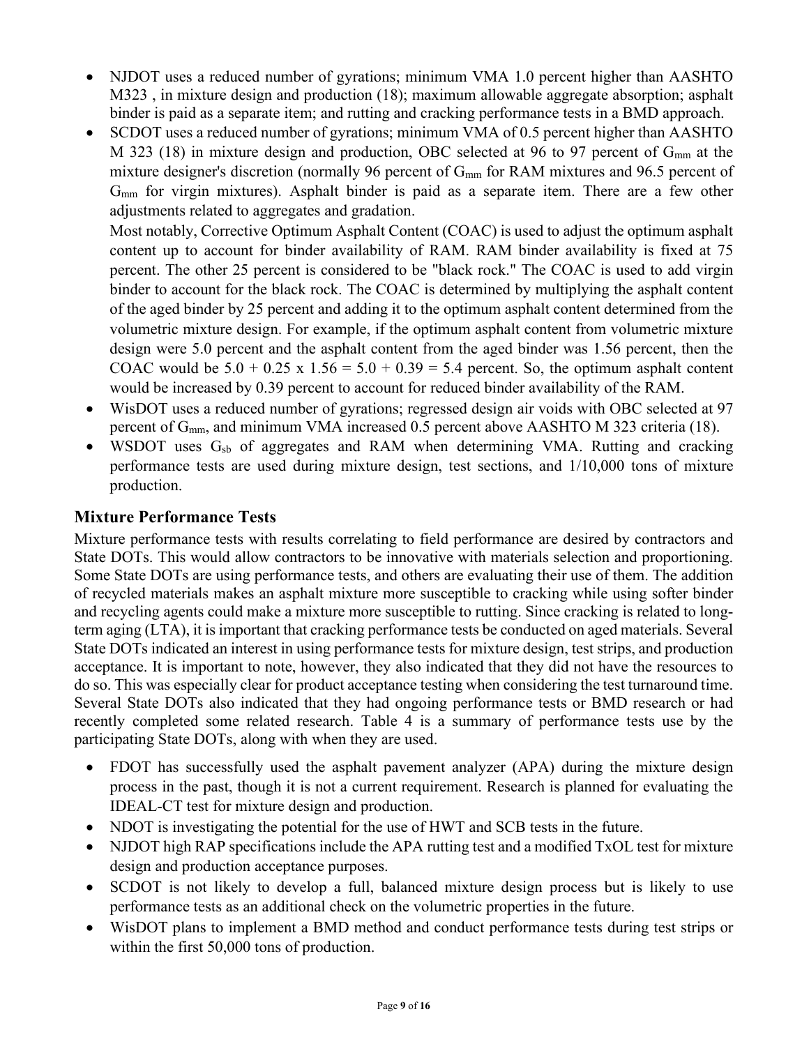- NJDOT uses a reduced number of gyrations; minimum VMA 1.0 percent higher than AASHTO M323 , in mixture design and production (18); maximum allowable aggregate absorption; asphalt binder is paid as a separate item; and rutting and cracking performance tests in a BMD approach.
- SCDOT uses a reduced number of gyrations; minimum VMA of 0.5 percent higher than AASHTO M 323 (18) in mixture design and production, OBC selected at 96 to 97 percent of $G_{mm}$ at the mixture designer's discretion (normally 96 percent of $G_{mm}$ for RAM mixtures and 96.5 percent of $G_{mm}$ for virgin mixtures). Asphalt binder is paid as a separate item. There are a few other adjustments related to aggregates and gradation.

  Most notably, Corrective Optimum Asphalt Content (COAC) is used to adjust the optimum asphalt content up to account for binder availability of RAM. RAM binder availability is fixed at 75 percent. The other 25 percent is considered to be "black rock." The COAC is used to add virgin binder to account for the black rock. The COAC is determined by multiplying the asphalt content of the aged binder by 25 percent and adding it to the optimum asphalt content determined from the volumetric mixture design. For example, if the optimum asphalt content from volumetric mixture design were 5.0 percent and the asphalt content from the aged binder was 1.56 percent, then the COAC would be $5.0 + 0.25 \times 1.56 = 5.0 + 0.39 = 5.4$ percent. So, the optimum asphalt content would be increased by 0.39 percent to account for reduced binder availability of the RAM.
- WisDOT uses a reduced number of gyrations; regressed design air voids with OBC selected at 97 percent of $G_{mm}$, and minimum VMA increased 0.5 percent above AASHTO M 323 criteria (18).
- WSDOT uses $G_{sb}$ of aggregates and RAM when determining VMA. Rutting and cracking performance tests are used during mixture design, test sections, and 1/10,000 tons of mixture production.

## Mixture Performance Tests

Mixture performance tests with results correlating to field performance are desired by contractors and State DOTs. This would allow contractors to be innovative with materials selection and proportioning. Some State DOTs are using performance tests, and others are evaluating their use of them. The addition of recycled materials makes an asphalt mixture more susceptible to cracking while using softer binder and recycling agents could make a mixture more susceptible to rutting. Since cracking is related to long-term aging (LTA), it is important that cracking performance tests be conducted on aged materials. Several State DOTs indicated an interest in using performance tests for mixture design, test strips, and production acceptance. It is important to note, however, they also indicated that they did not have the resources to do so. This was especially clear for product acceptance testing when considering the test turnaround time. Several State DOTs also indicated that they had ongoing performance tests or BMD research or had recently completed some related research. Table 4 is a summary of performance tests use by the participating State DOTs, along with when they are used.

- FDOT has successfully used the asphalt pavement analyzer (APA) during the mixture design process in the past, though it is not a current requirement. Research is planned for evaluating the IDEAL-CT test for mixture design and production.
- NDOT is investigating the potential for the use of HWT and SCB tests in the future.
- NJDOT high RAP specifications include the APA rutting test and a modified TxOL test for mixture design and production acceptance purposes.
- SCDOT is not likely to develop a full, balanced mixture design process but is likely to use performance tests as an additional check on the volumetric properties in the future.
- WisDOT plans to implement a BMD method and conduct performance tests during test strips or within the first 50,000 tons of production.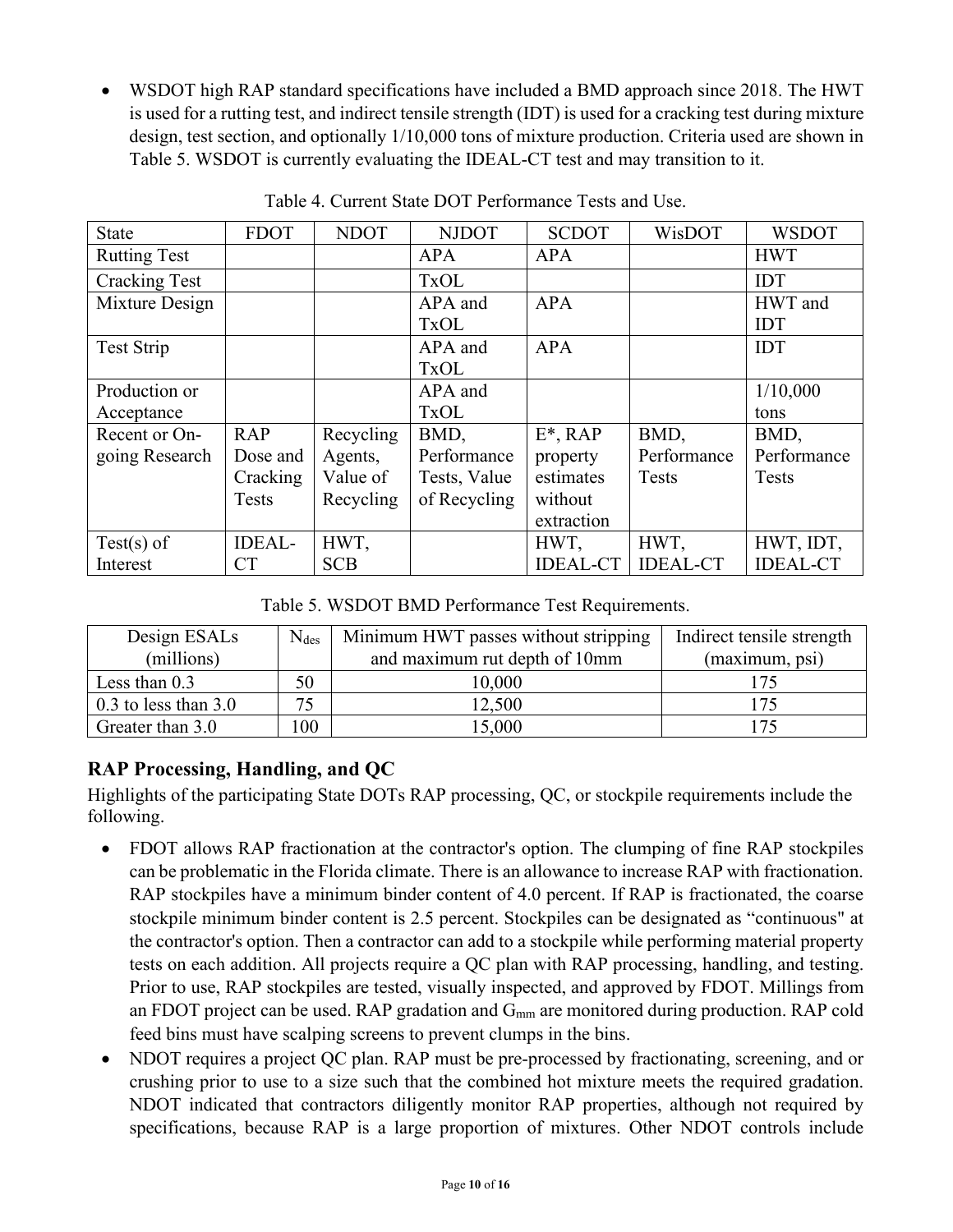- WSDOT high RAP standard specifications have included a BMD approach since 2018. The HWT is used for a rutting test, and indirect tensile strength (IDT) is used for a cracking test during mixture design, test section, and optionally 1/10,000 tons of mixture production. Criteria used are shown in Table 5. WSDOT is currently evaluating the IDEAL-CT test and may transition to it.

Table 4. Current State DOT Performance Tests and Use.

| State | FDOT | NDOT | NJDOT | SCDOT | WisDOT | WSDOT |
|---|---|---|---|---|---|---|
| Rutting Test | | | APA | APA | | HWT |
| Cracking Test | | | TxOL | | | IDT |
| Mixture Design | | | APA and TxOL | APA | | HWT and IDT |
| Test Strip | | | APA and TxOL | APA | | IDT |
| Production or Acceptance | | | APA and TxOL | | | 1/10,000 tons |
| Recent or On-going Research | RAP Dose and Cracking Tests | Recycling Agents, Value of Recycling | BMD, Performance Tests, Value of Recycling | E*, RAP property estimates without extraction | BMD, Performance Tests | BMD, Performance Tests |
| Test(s) of Interest | IDEAL-CT | HWT, SCB | | HWT, IDEAL-CT | HWT, IDEAL-CT | HWT, IDT, IDEAL-CT |

Table 5. WSDOT BMD Performance Test Requirements.

| Design ESALs (millions) | $N_{des}$ | Minimum HWT passes without stripping and maximum rut depth of 10mm | Indirect tensile strength (maximum, psi) |
|---|---|---|---|
| Less than 0.3 | 50 | 10,000 | 175 |
| 0.3 to less than 3.0 | 75 | 12,500 | 175 |
| Greater than 3.0 | 100 | 15,000 | 175 |

## RAP Processing, Handling, and QC

Highlights of the participating State DOTs RAP processing, QC, or stockpile requirements include the following.

- FDOT allows RAP fractionation at the contractor's option. The clumping of fine RAP stockpiles can be problematic in the Florida climate. There is an allowance to increase RAP with fractionation. RAP stockpiles have a minimum binder content of 4.0 percent. If RAP is fractionated, the coarse stockpile minimum binder content is 2.5 percent. Stockpiles can be designated as "continuous" at the contractor's option. Then a contractor can add to a stockpile while performing material property tests on each addition. All projects require a QC plan with RAP processing, handling, and testing. Prior to use, RAP stockpiles are tested, visually inspected, and approved by FDOT. Millings from an FDOT project can be used. RAP gradation and $G_{mm}$ are monitored during production. RAP cold feed bins must have scalping screens to prevent clumps in the bins.
- NDOT requires a project QC plan. RAP must be pre-processed by fractionating, screening, and or crushing prior to use to a size such that the combined hot mixture meets the required gradation. NDOT indicated that contractors diligently monitor RAP properties, although not required by specifications, because RAP is a large proportion of mixtures. Other NDOT controls include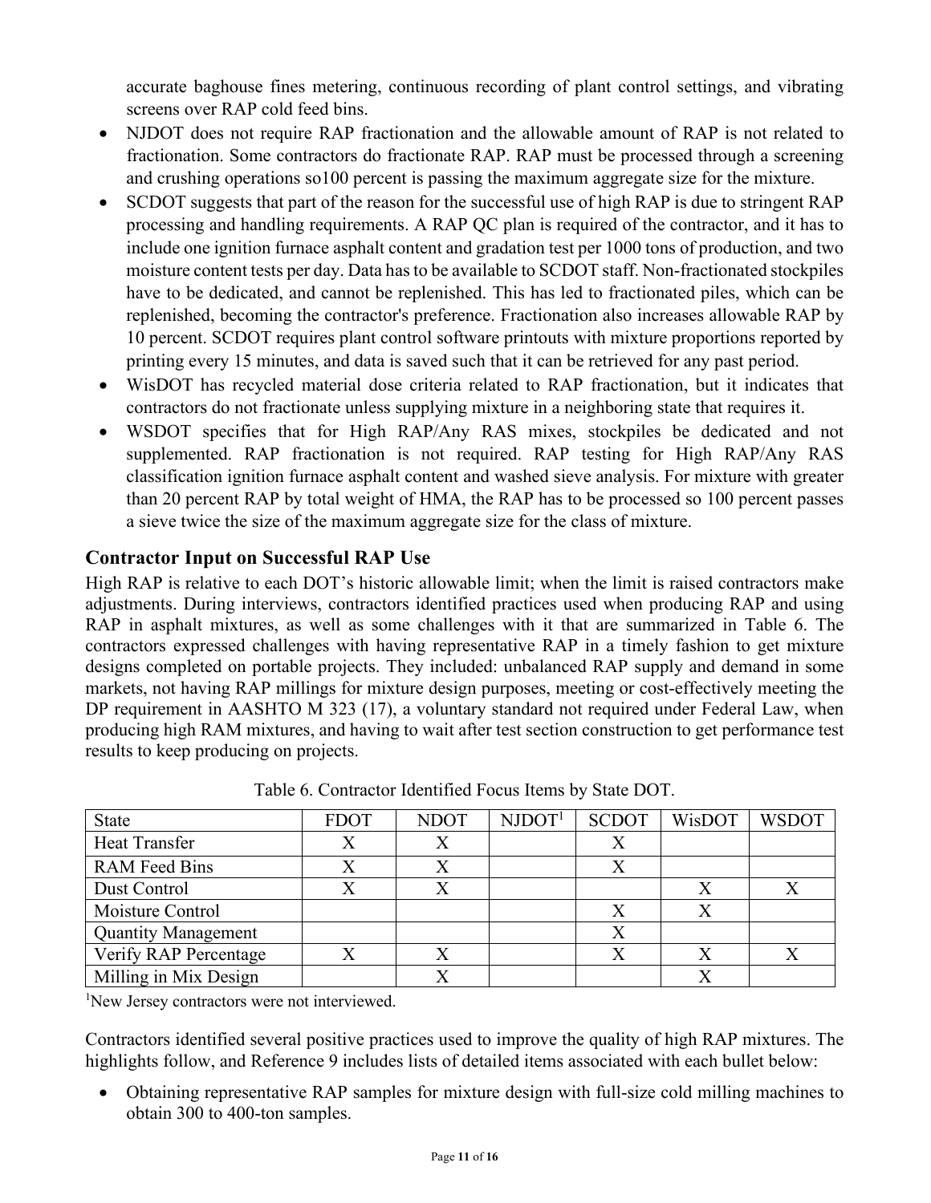accurate baghouse fines metering, continuous recording of plant control settings, and vibrating screens over RAP cold feed bins.

- NJDOT does not require RAP fractionation and the allowable amount of RAP is not related to fractionation. Some contractors do fractionate RAP. RAP must be processed through a screening and crushing operations so100 percent is passing the maximum aggregate size for the mixture.
- SCDOT suggests that part of the reason for the successful use of high RAP is due to stringent RAP processing and handling requirements. A RAP QC plan is required of the contractor, and it has to include one ignition furnace asphalt content and gradation test per 1000 tons of production, and two moisture content tests per day. Data has to be available to SCDOT staff. Non-fractionated stockpiles have to be dedicated, and cannot be replenished. This has led to fractionated piles, which can be replenished, becoming the contractor's preference. Fractionation also increases allowable RAP by 10 percent. SCDOT requires plant control software printouts with mixture proportions reported by printing every 15 minutes, and data is saved such that it can be retrieved for any past period.
- WisDOT has recycled material dose criteria related to RAP fractionation, but it indicates that contractors do not fractionate unless supplying mixture in a neighboring state that requires it.
- WSDOT specifies that for High RAP/Any RAS mixes, stockpiles be dedicated and not supplemented. RAP fractionation is not required. RAP testing for High RAP/Any RAS classification ignition furnace asphalt content and washed sieve analysis. For mixture with greater than 20 percent RAP by total weight of HMA, the RAP has to be processed so 100 percent passes a sieve twice the size of the maximum aggregate size for the class of mixture.

## Contractor Input on Successful RAP Use

High RAP is relative to each DOT's historic allowable limit; when the limit is raised contractors make adjustments. During interviews, contractors identified practices used when producing RAP and using RAP in asphalt mixtures, as well as some challenges with it that are summarized in Table 6. The contractors expressed challenges with having representative RAP in a timely fashion to get mixture designs completed on portable projects. They included: unbalanced RAP supply and demand in some markets, not having RAP millings for mixture design purposes, meeting or cost-effectively meeting the DP requirement in AASHTO M 323 (17), a voluntary standard not required under Federal Law, when producing high RAM mixtures, and having to wait after test section construction to get performance test results to keep producing on projects.

Table 6. Contractor Identified Focus Items by State DOT.

| State | FDOT | NDOT | NJDOT[1] | SCDOT | WisDOT | WSDOT |
|---|---|---|---|---|---|---|
| Heat Transfer | X | X | | X | | |
| RAM Feed Bins | X | X | | X | | |
| Dust Control | X | X | | | X | X |
| Moisture Control | | | | X | X | |
| Quantity Management | | | | X | | |
| Verify RAP Percentage | X | X | | X | X | X |
| Milling in Mix Design | | X | | | X | |

[1]New Jersey contractors were not interviewed.

Contractors identified several positive practices used to improve the quality of high RAP mixtures. The highlights follow, and Reference 9 includes lists of detailed items associated with each bullet below:

- Obtaining representative RAP samples for mixture design with full-size cold milling machines to obtain 300 to 400-ton samples.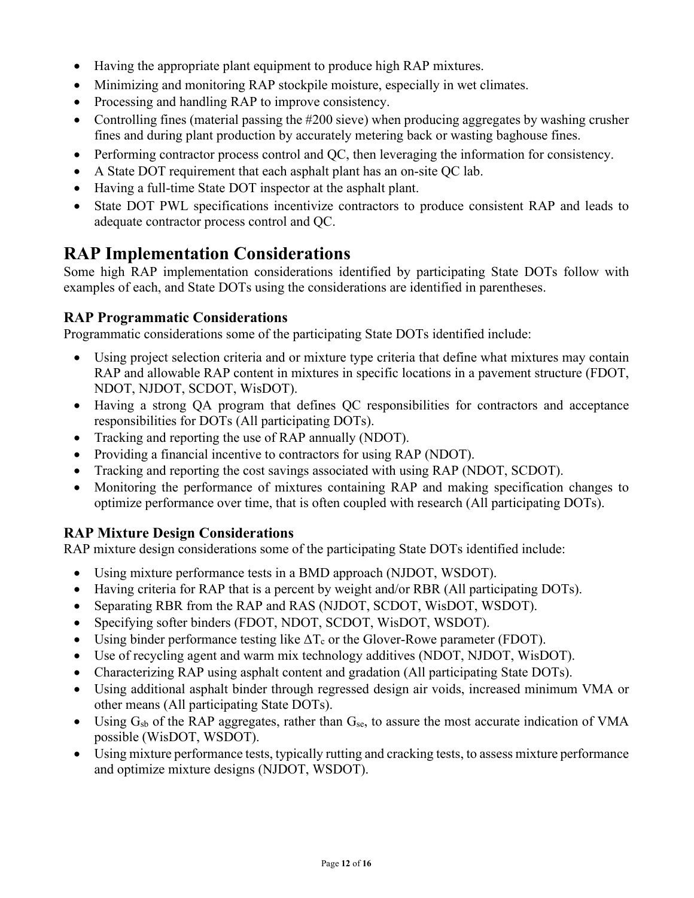- Having the appropriate plant equipment to produce high RAP mixtures.
- Minimizing and monitoring RAP stockpile moisture, especially in wet climates.
- Processing and handling RAP to improve consistency.
- Controlling fines (material passing the #200 sieve) when producing aggregates by washing crusher fines and during plant production by accurately metering back or wasting baghouse fines.
- Performing contractor process control and QC, then leveraging the information for consistency.
- A State DOT requirement that each asphalt plant has an on-site QC lab.
- Having a full-time State DOT inspector at the asphalt plant.
- State DOT PWL specifications incentivize contractors to produce consistent RAP and leads to adequate contractor process control and QC.

## RAP Implementation Considerations

Some high RAP implementation considerations identified by participating State DOTs follow with examples of each, and State DOTs using the considerations are identified in parentheses.

### RAP Programmatic Considerations

Programmatic considerations some of the participating State DOTs identified include:

- Using project selection criteria and or mixture type criteria that define what mixtures may contain RAP and allowable RAP content in mixtures in specific locations in a pavement structure (FDOT, NDOT, NJDOT, SCDOT, WisDOT).
- Having a strong QA program that defines QC responsibilities for contractors and acceptance responsibilities for DOTs (All participating DOTs).
- Tracking and reporting the use of RAP annually (NDOT).
- Providing a financial incentive to contractors for using RAP (NDOT).
- Tracking and reporting the cost savings associated with using RAP (NDOT, SCDOT).
- Monitoring the performance of mixtures containing RAP and making specification changes to optimize performance over time, that is often coupled with research (All participating DOTs).

### RAP Mixture Design Considerations

RAP mixture design considerations some of the participating State DOTs identified include:

- Using mixture performance tests in a BMD approach (NJDOT, WSDOT).
- Having criteria for RAP that is a percent by weight and/or RBR (All participating DOTs).
- Separating RBR from the RAP and RAS (NJDOT, SCDOT, WisDOT, WSDOT).
- Specifying softer binders (FDOT, NDOT, SCDOT, WisDOT, WSDOT).
- Using binder performance testing like $\Delta T_c$ or the Glover-Rowe parameter (FDOT).
- Use of recycling agent and warm mix technology additives (NDOT, NJDOT, WisDOT).
- Characterizing RAP using asphalt content and gradation (All participating State DOTs).
- Using additional asphalt binder through regressed design air voids, increased minimum VMA or other means (All participating State DOTs).
- Using $G_{sb}$ of the RAP aggregates, rather than $G_{se}$, to assure the most accurate indication of VMA possible (WisDOT, WSDOT).
- Using mixture performance tests, typically rutting and cracking tests, to assess mixture performance and optimize mixture designs (NJDOT, WSDOT).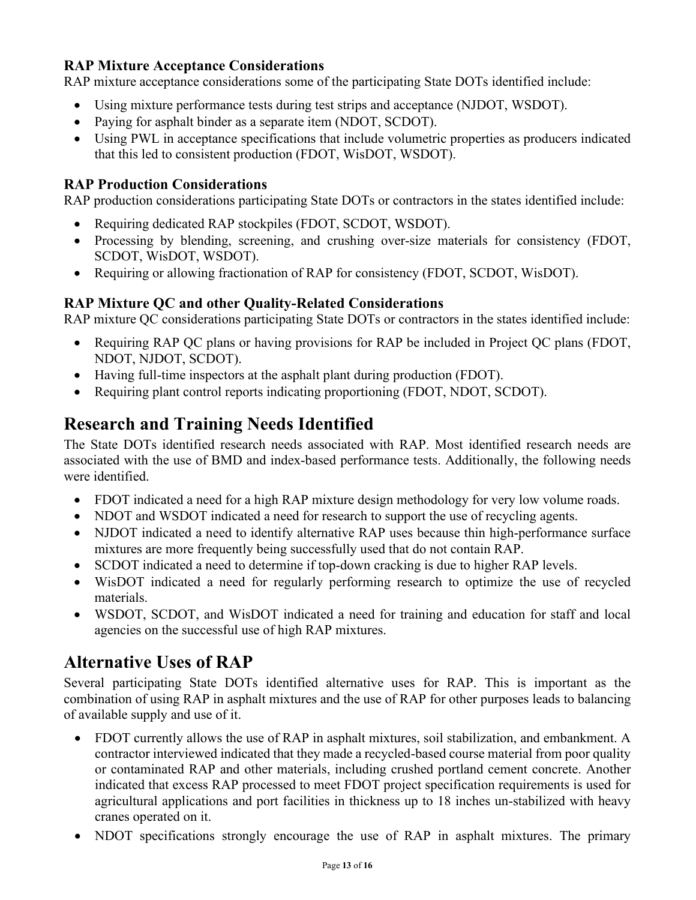### RAP Mixture Acceptance Considerations

RAP mixture acceptance considerations some of the participating State DOTs identified include:

- Using mixture performance tests during test strips and acceptance (NJDOT, WSDOT).
- Paying for asphalt binder as a separate item (NDOT, SCDOT).
- Using PWL in acceptance specifications that include volumetric properties as producers indicated that this led to consistent production (FDOT, WisDOT, WSDOT).

### RAP Production Considerations

RAP production considerations participating State DOTs or contractors in the states identified include:

- Requiring dedicated RAP stockpiles (FDOT, SCDOT, WSDOT).
- Processing by blending, screening, and crushing over-size materials for consistency (FDOT, SCDOT, WisDOT, WSDOT).
- Requiring or allowing fractionation of RAP for consistency (FDOT, SCDOT, WisDOT).

### RAP Mixture QC and other Quality-Related Considerations

RAP mixture QC considerations participating State DOTs or contractors in the states identified include:

- Requiring RAP QC plans or having provisions for RAP be included in Project QC plans (FDOT, NDOT, NJDOT, SCDOT).
- Having full-time inspectors at the asphalt plant during production (FDOT).
- Requiring plant control reports indicating proportioning (FDOT, NDOT, SCDOT).

## Research and Training Needs Identified

The State DOTs identified research needs associated with RAP. Most identified research needs are associated with the use of BMD and index-based performance tests. Additionally, the following needs were identified.

- FDOT indicated a need for a high RAP mixture design methodology for very low volume roads.
- NDOT and WSDOT indicated a need for research to support the use of recycling agents.
- NJDOT indicated a need to identify alternative RAP uses because thin high-performance surface mixtures are more frequently being successfully used that do not contain RAP.
- SCDOT indicated a need to determine if top-down cracking is due to higher RAP levels.
- WisDOT indicated a need for regularly performing research to optimize the use of recycled materials.
- WSDOT, SCDOT, and WisDOT indicated a need for training and education for staff and local agencies on the successful use of high RAP mixtures.

## Alternative Uses of RAP

Several participating State DOTs identified alternative uses for RAP. This is important as the combination of using RAP in asphalt mixtures and the use of RAP for other purposes leads to balancing of available supply and use of it.

- FDOT currently allows the use of RAP in asphalt mixtures, soil stabilization, and embankment. A contractor interviewed indicated that they made a recycled-based course material from poor quality or contaminated RAP and other materials, including crushed portland cement concrete. Another indicated that excess RAP processed to meet FDOT project specification requirements is used for agricultural applications and port facilities in thickness up to 18 inches un-stabilized with heavy cranes operated on it.
- NDOT specifications strongly encourage the use of RAP in asphalt mixtures. The primary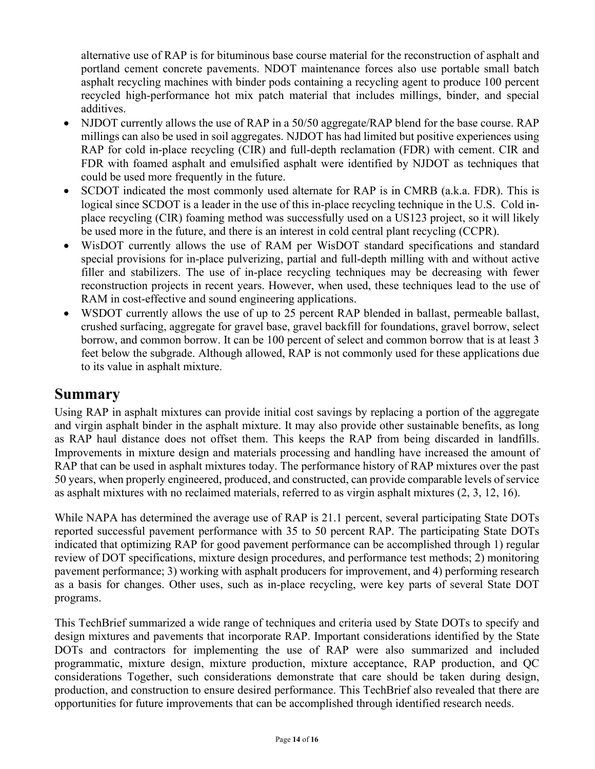alternative use of RAP is for bituminous base course material for the reconstruction of asphalt and portland cement concrete pavements. NDOT maintenance forces also use portable small batch asphalt recycling machines with binder pods containing a recycling agent to produce 100 percent recycled high-performance hot mix patch material that includes millings, binder, and special additives.

- NJDOT currently allows the use of RAP in a 50/50 aggregate/RAP blend for the base course. RAP millings can also be used in soil aggregates. NJDOT has had limited but positive experiences using RAP for cold in-place recycling (CIR) and full-depth reclamation (FDR) with cement. CIR and FDR with foamed asphalt and emulsified asphalt were identified by NJDOT as techniques that could be used more frequently in the future.
- SCDOT indicated the most commonly used alternate for RAP is in CMRB (a.k.a. FDR). This is logical since SCDOT is a leader in the use of this in-place recycling technique in the U.S. Cold in-place recycling (CIR) foaming method was successfully used on a US123 project, so it will likely be used more in the future, and there is an interest in cold central plant recycling (CCPR).
- WisDOT currently allows the use of RAM per WisDOT standard specifications and standard special provisions for in-place pulverizing, partial and full-depth milling with and without active filler and stabilizers. The use of in-place recycling techniques may be decreasing with fewer reconstruction projects in recent years. However, when used, these techniques lead to the use of RAM in cost-effective and sound engineering applications.
- WSDOT currently allows the use of up to 25 percent RAP blended in ballast, permeable ballast, crushed surfacing, aggregate for gravel base, gravel backfill for foundations, gravel borrow, select borrow, and common borrow. It can be 100 percent of select and common borrow that is at least 3 feet below the subgrade. Although allowed, RAP is not commonly used for these applications due to its value in asphalt mixture.

## Summary

Using RAP in asphalt mixtures can provide initial cost savings by replacing a portion of the aggregate and virgin asphalt binder in the asphalt mixture. It may also provide other sustainable benefits, as long as RAP haul distance does not offset them. This keeps the RAP from being discarded in landfills. Improvements in mixture design and materials processing and handling have increased the amount of RAP that can be used in asphalt mixtures today. The performance history of RAP mixtures over the past 50 years, when properly engineered, produced, and constructed, can provide comparable levels of service as asphalt mixtures with no reclaimed materials, referred to as virgin asphalt mixtures (2, 3, 12, 16).

While NAPA has determined the average use of RAP is 21.1 percent, several participating State DOTs reported successful pavement performance with 35 to 50 percent RAP. The participating State DOTs indicated that optimizing RAP for good pavement performance can be accomplished through 1) regular review of DOT specifications, mixture design procedures, and performance test methods; 2) monitoring pavement performance; 3) working with asphalt producers for improvement, and 4) performing research as a basis for changes. Other uses, such as in-place recycling, were key parts of several State DOT programs.

This TechBrief summarized a wide range of techniques and criteria used by State DOTs to specify and design mixtures and pavements that incorporate RAP. Important considerations identified by the State DOTs and contractors for implementing the use of RAP were also summarized and included programmatic, mixture design, mixture production, mixture acceptance, RAP production, and QC considerations Together, such considerations demonstrate that care should be taken during design, production, and construction to ensure desired performance. This TechBrief also revealed that there are opportunities for future improvements that can be accomplished through identified research needs.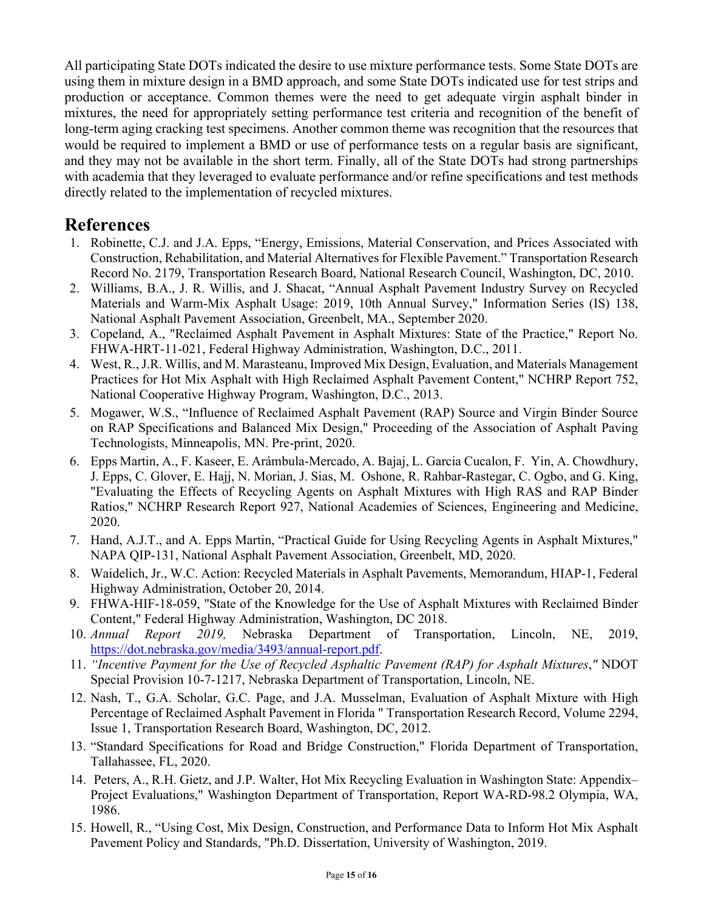All participating State DOTs indicated the desire to use mixture performance tests. Some State DOTs are using them in mixture design in a BMD approach, and some State DOTs indicated use for test strips and production or acceptance. Common themes were the need to get adequate virgin asphalt binder in mixtures, the need for appropriately setting performance test criteria and recognition of the benefit of long-term aging cracking test specimens. Another common theme was recognition that the resources that would be required to implement a BMD or use of performance tests on a regular basis are significant, and they may not be available in the short term. Finally, all of the State DOTs had strong partnerships with academia that they leveraged to evaluate performance and/or refine specifications and test methods directly related to the implementation of recycled mixtures.

# References

1. Robinette, C.J. and J.A. Epps, "Energy, Emissions, Material Conservation, and Prices Associated with Construction, Rehabilitation, and Material Alternatives for Flexible Pavement." Transportation Research Record No. 2179, Transportation Research Board, National Research Council, Washington, DC, 2010.
2. Williams, B.A., J. R. Willis, and J. Shacat, "Annual Asphalt Pavement Industry Survey on Recycled Materials and Warm-Mix Asphalt Usage: 2019, 10th Annual Survey," Information Series (IS) 138, National Asphalt Pavement Association, Greenbelt, MA., September 2020.
3. Copeland, A., "Reclaimed Asphalt Pavement in Asphalt Mixtures: State of the Practice," Report No. FHWA-HRT-11-021, Federal Highway Administration, Washington, D.C., 2011.
4. West, R., J.R. Willis, and M. Marasteanu, Improved Mix Design, Evaluation, and Materials Management Practices for Hot Mix Asphalt with High Reclaimed Asphalt Pavement Content," NCHRP Report 752, National Cooperative Highway Program, Washington, D.C., 2013.
5. Mogawer, W.S., "Influence of Reclaimed Asphalt Pavement (RAP) Source and Virgin Binder Source on RAP Specifications and Balanced Mix Design," Proceeding of the Association of Asphalt Paving Technologists, Minneapolis, MN. Pre-print, 2020.
6. Epps Martin, A., F. Kaseer, E. Arámbula-Mercado, A. Bajaj, L. Garcia Cucalon, F. Yin, A. Chowdhury, J. Epps, C. Glover, E. Hajj, N. Morian, J. Sias, M. Oshone, R. Rahbar-Rastegar, C. Ogbo, and G. King, "Evaluating the Effects of Recycling Agents on Asphalt Mixtures with High RAS and RAP Binder Ratios," NCHRP Research Report 927, National Academies of Sciences, Engineering and Medicine, 2020.
7. Hand, A.J.T., and A. Epps Martin, "Practical Guide for Using Recycling Agents in Asphalt Mixtures," NAPA QIP-131, National Asphalt Pavement Association, Greenbelt, MD, 2020.
8. Waidelich, Jr., W.C. Action: Recycled Materials in Asphalt Pavements, Memorandum, HIAP-1, Federal Highway Administration, October 20, 2014.
9. FHWA-HIF-18-059, "State of the Knowledge for the Use of Asphalt Mixtures with Reclaimed Binder Content," Federal Highway Administration, Washington, DC 2018.
10. *Annual Report 2019,* Nebraska Department of Transportation, Lincoln, NE, 2019, https://dot.nebraska.gov/media/3493/annual-report.pdf.
11. *"Incentive Payment for the Use of Recycled Asphaltic Pavement (RAP) for Asphalt Mixtures,"* NDOT Special Provision 10-7-1217, Nebraska Department of Transportation, Lincoln, NE.
12. Nash, T., G.A. Scholar, G.C. Page, and J.A. Musselman, Evaluation of Asphalt Mixture with High Percentage of Reclaimed Asphalt Pavement in Florida " Transportation Research Record, Volume 2294, Issue 1, Transportation Research Board, Washington, DC, 2012.
13. "Standard Specifications for Road and Bridge Construction," Florida Department of Transportation, Tallahassee, FL, 2020.
14. Peters, A., R.H. Gietz, and J.P. Walter, Hot Mix Recycling Evaluation in Washington State: Appendix– Project Evaluations," Washington Department of Transportation, Report WA-RD-98.2 Olympia, WA, 1986.
15. Howell, R., "Using Cost, Mix Design, Construction, and Performance Data to Inform Hot Mix Asphalt Pavement Policy and Standards, "Ph.D. Dissertation, University of Washington, 2019.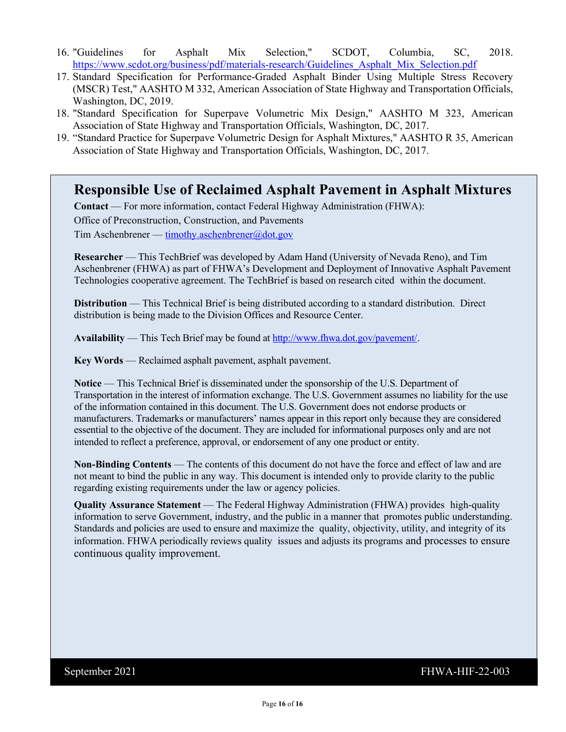16. "Guidelines for Asphalt Mix Selection," SCDOT, Columbia, SC, 2018. https://www.scdot.org/business/pdf/materials-research/Guidelines_Asphalt_Mix_Selection.pdf
17. Standard Specification for Performance-Graded Asphalt Binder Using Multiple Stress Recovery (MSCR) Test," AASHTO M 332, American Association of State Highway and Transportation Officials, Washington, DC, 2019.
18. "Standard Specification for Superpave Volumetric Mix Design," AASHTO M 323, American Association of State Highway and Transportation Officials, Washington, DC, 2017.
19. "Standard Practice for Superpave Volumetric Design for Asphalt Mixtures," AASHTO R 35, American Association of State Highway and Transportation Officials, Washington, DC, 2017.

## Responsible Use of Reclaimed Asphalt Pavement in Asphalt Mixtures

**Contact** — For more information, contact Federal Highway Administration (FHWA):
Office of Preconstruction, Construction, and Pavements
Tim Aschenbrener — timothy.aschenbrener@dot.gov

**Researcher** — This TechBrief was developed by Adam Hand (University of Nevada Reno), and Tim Aschenbrener (FHWA) as part of FHWA's Development and Deployment of Innovative Asphalt Pavement Technologies cooperative agreement. The TechBrief is based on research cited within the document.

**Distribution** — This Technical Brief is being distributed according to a standard distribution. Direct distribution is being made to the Division Offices and Resource Center.

**Availability** — This Tech Brief may be found at http://www.fhwa.dot.gov/pavement/.

**Key Words** — Reclaimed asphalt pavement, asphalt pavement.

**Notice** — This Technical Brief is disseminated under the sponsorship of the U.S. Department of Transportation in the interest of information exchange. The U.S. Government assumes no liability for the use of the information contained in this document. The U.S. Government does not endorse products or manufacturers. Trademarks or manufacturers' names appear in this report only because they are considered essential to the objective of the document. They are included for informational purposes only and are not intended to reflect a preference, approval, or endorsement of any one product or entity.

**Non-Binding Contents** — The contents of this document do not have the force and effect of law and are not meant to bind the public in any way. This document is intended only to provide clarity to the public regarding existing requirements under the law or agency policies.

**Quality Assurance Statement** — The Federal Highway Administration (FHWA) provides high-quality information to serve Government, industry, and the public in a manner that promotes public understanding. Standards and policies are used to ensure and maximize the quality, objectivity, utility, and integrity of its information. FHWA periodically reviews quality issues and adjusts its programs and processes to ensure continuous quality improvement.

September 2021 FHWA-HIF-22-003